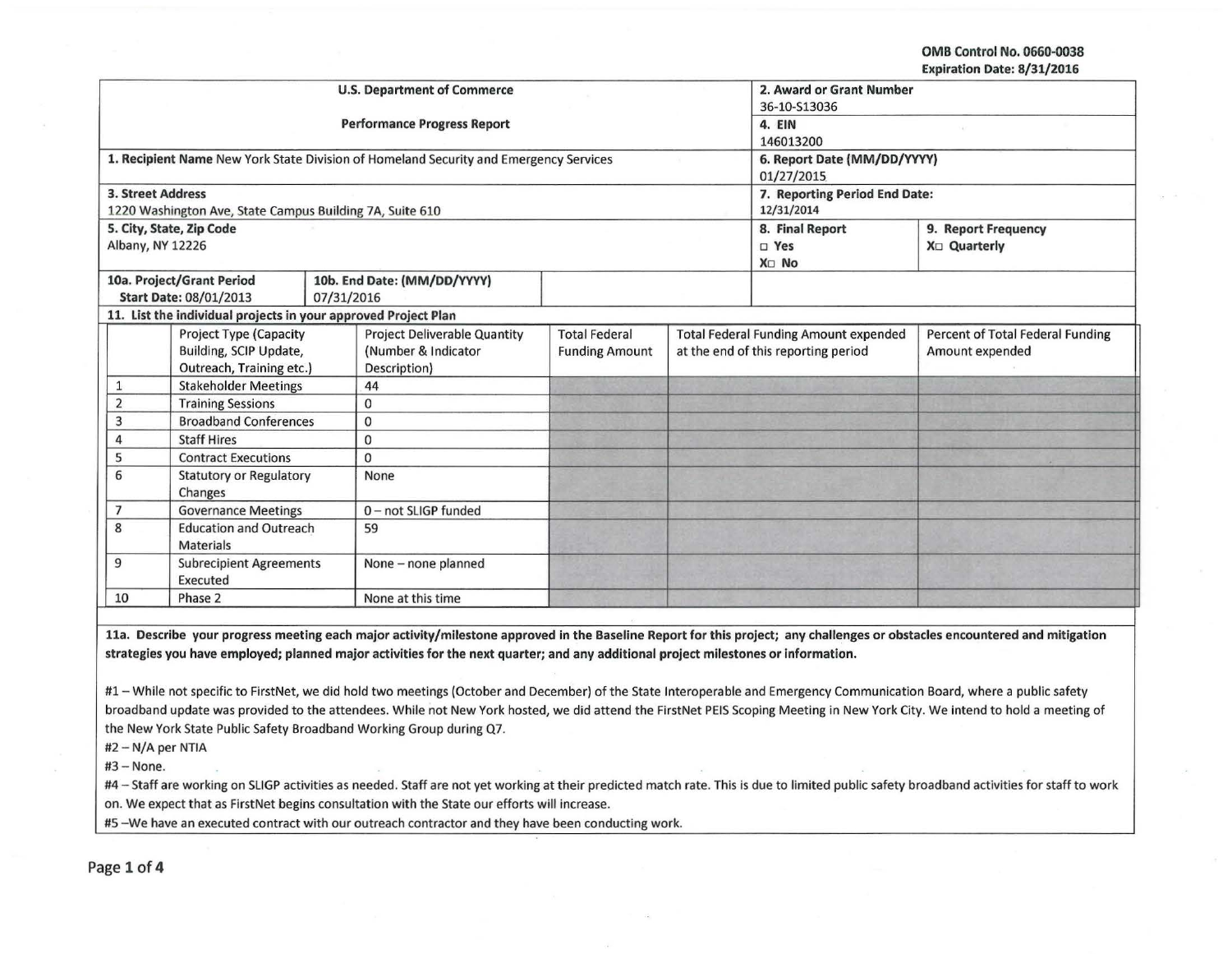OMB Control No. 0660-0038
Expiration Date: 8/31/2016

| U.S. Department of Commerce | 2. Award or Grant Number |
|---|---|
| Performance Progress Report | 36-10-S13036 |
| | 4. EIN 146013200 |
| 1. Recipient Name New York State Division of Homeland Security and Emergency Services | 6. Report Date (MM/DD/YYYY) 01/27/2015 |
| 3. Street Address 1220 Washington Ave, State Campus Building 7A, Suite 610 | 7. Reporting Period End Date: 12/31/2014 |
| 5. City, State, Zip Code Albany, NY 12226 | 8. Final Report ☐ Yes X☐ No / 9. Report Frequency X☐ Quarterly |
| 10a. Project/Grant Period Start Date: 08/01/2013 | 10b. End Date: (MM/DD/YYYY) 07/31/2016 |

**11. List the individual projects in your approved Project Plan**

| | Project Type (Capacity Building, SCIP Update, Outreach, Training etc.) | Project Deliverable Quantity (Number & Indicator Description) | Total Federal Funding Amount | Total Federal Funding Amount expended at the end of this reporting period | Percent of Total Federal Funding Amount expended |
|---|---|---|---|---|---|
| 1 | Stakeholder Meetings | 44 | | | |
| 2 | Training Sessions | 0 | | | |
| 3 | Broadband Conferences | 0 | | | |
| 4 | Staff Hires | 0 | | | |
| 5 | Contract Executions | 0 | | | |
| 6 | Statutory or Regulatory Changes | None | | | |
| 7 | Governance Meetings | 0 – not SLIGP funded | | | |
| 8 | Education and Outreach Materials | 59 | | | |
| 9 | Subrecipient Agreements Executed | None – none planned | | | |
| 10 | Phase 2 | None at this time | | | |

**11a. Describe your progress meeting each major activity/milestone approved in the Baseline Report for this project; any challenges or obstacles encountered and mitigation strategies you have employed; planned major activities for the next quarter; and any additional project milestones or information.**

#1 – While not specific to FirstNet, we did hold two meetings (October and December) of the State Interoperable and Emergency Communication Board, where a public safety broadband update was provided to the attendees. While not New York hosted, we did attend the FirstNet PEIS Scoping Meeting in New York City. We intend to hold a meeting of the New York State Public Safety Broadband Working Group during Q7.

#2 – N/A per NTIA

#3 – None.

#4 – Staff are working on SLIGP activities as needed. Staff are not yet working at their predicted match rate. This is due to limited public safety broadband activities for staff to work on. We expect that as FirstNet begins consultation with the State our efforts will increase.

#5 –We have an executed contract with our outreach contractor and they have been conducting work.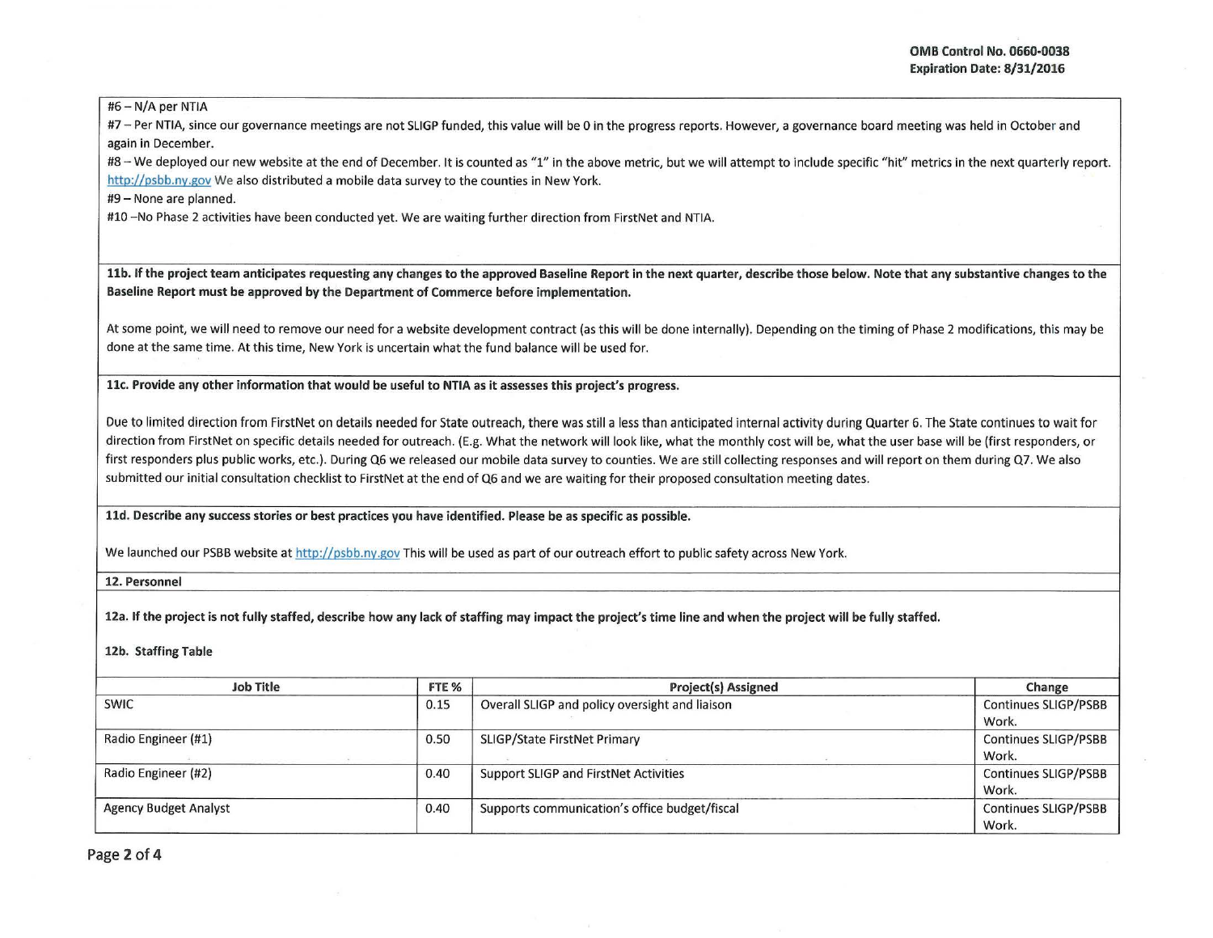#6 – N/A per NTIA

#7 – Per NTIA, since our governance meetings are not SLIGP funded, this value will be 0 in the progress reports. However, a governance board meeting was held in October and again in December.

#8 – We deployed our new website at the end of December. It is counted as "1" in the above metric, but we will attempt to include specific "hit" metrics in the next quarterly report. http://psbb.ny.gov We also distributed a mobile data survey to the counties in New York.

#9 – None are planned.

#10 –No Phase 2 activities have been conducted yet. We are waiting further direction from FirstNet and NTIA.

**11b. If the project team anticipates requesting any changes to the approved Baseline Report in the next quarter, describe those below. Note that any substantive changes to the Baseline Report must be approved by the Department of Commerce before implementation.**

At some point, we will need to remove our need for a website development contract (as this will be done internally). Depending on the timing of Phase 2 modifications, this may be done at the same time. At this time, New York is uncertain what the fund balance will be used for.

**11c. Provide any other information that would be useful to NTIA as it assesses this project's progress.**

Due to limited direction from FirstNet on details needed for State outreach, there was still a less than anticipated internal activity during Quarter 6. The State continues to wait for direction from FirstNet on specific details needed for outreach. (E.g. What the network will look like, what the monthly cost will be, what the user base will be (first responders, or first responders plus public works, etc.). During Q6 we released our mobile data survey to counties. We are still collecting responses and will report on them during Q7. We also submitted our initial consultation checklist to FirstNet at the end of Q6 and we are waiting for their proposed consultation meeting dates.

**11d. Describe any success stories or best practices you have identified. Please be as specific as possible.**

We launched our PSBB website at http://psbb.ny.gov This will be used as part of our outreach effort to public safety across New York.

**12. Personnel**

**12a. If the project is not fully staffed, describe how any lack of staffing may impact the project's time line and when the project will be fully staffed.**

**12b. Staffing Table**

| Job Title | FTE % | Project(s) Assigned | Change |
|---|---|---|---|
| SWIC | 0.15 | Overall SLIGP and policy oversight and liaison | Continues SLIGP/PSBB Work. |
| Radio Engineer (#1) | 0.50 | SLIGP/State FirstNet Primary | Continues SLIGP/PSBB Work. |
| Radio Engineer (#2) | 0.40 | Support SLIGP and FirstNet Activities | Continues SLIGP/PSBB Work. |
| Agency Budget Analyst | 0.40 | Supports communication's office budget/fiscal | Continues SLIGP/PSBB Work. |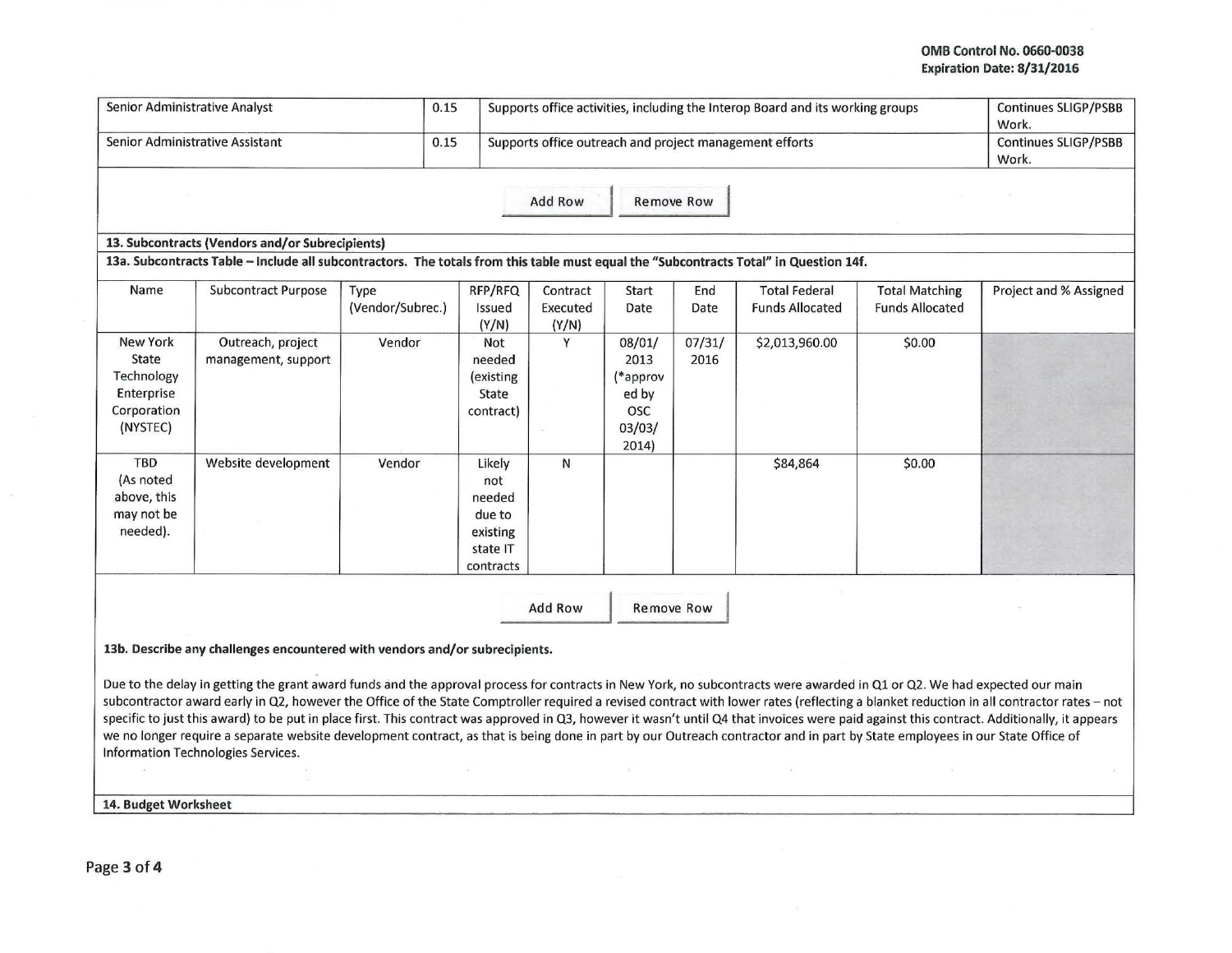| | | | |
|---|---|---|---|
| Senior Administrative Analyst | 0.15 | Supports office activities, including the Interop Board and its working groups | Continues SLIGP/PSBB Work. |
| Senior Administrative Assistant | 0.15 | Supports office outreach and project management efforts | Continues SLIGP/PSBB Work. |

Add Row | Remove Row

**13. Subcontracts (Vendors and/or Subrecipients)**

**13a. Subcontracts Table – Include all subcontractors. The totals from this table must equal the "Subcontracts Total" in Question 14f.**

| Name | Subcontract Purpose | Type (Vendor/Subrec.) | RFP/RFQ Issued (Y/N) | Contract Executed (Y/N) | Start Date | End Date | Total Federal Funds Allocated | Total Matching Funds Allocated | Project and % Assigned |
|---|---|---|---|---|---|---|---|---|---|
| New York State Technology Enterprise Corporation (NYSTEC) | Outreach, project management, support | Vendor | Not needed (existing State contract) | Y | 08/01/2013 (*approved by OSC 03/03/2014) | 07/31/2016 | $2,013,960.00 | $0.00 | |
| TBD (As noted above, this may not be needed). | Website development | Vendor | Likely not needed due to existing state IT contracts | N | | | $84,864 | $0.00 | |

Add Row | Remove Row

**13b. Describe any challenges encountered with vendors and/or subrecipients.**

Due to the delay in getting the grant award funds and the approval process for contracts in New York, no subcontracts were awarded in Q1 or Q2. We had expected our main subcontractor award early in Q2, however the Office of the State Comptroller required a revised contract with lower rates (reflecting a blanket reduction in all contractor rates – not specific to just this award) to be put in place first. This contract was approved in Q3, however it wasn't until Q4 that invoices were paid against this contract. Additionally, it appears we no longer require a separate website development contract, as that is being done in part by our Outreach contractor and in part by State employees in our State Office of Information Technologies Services.

**14. Budget Worksheet**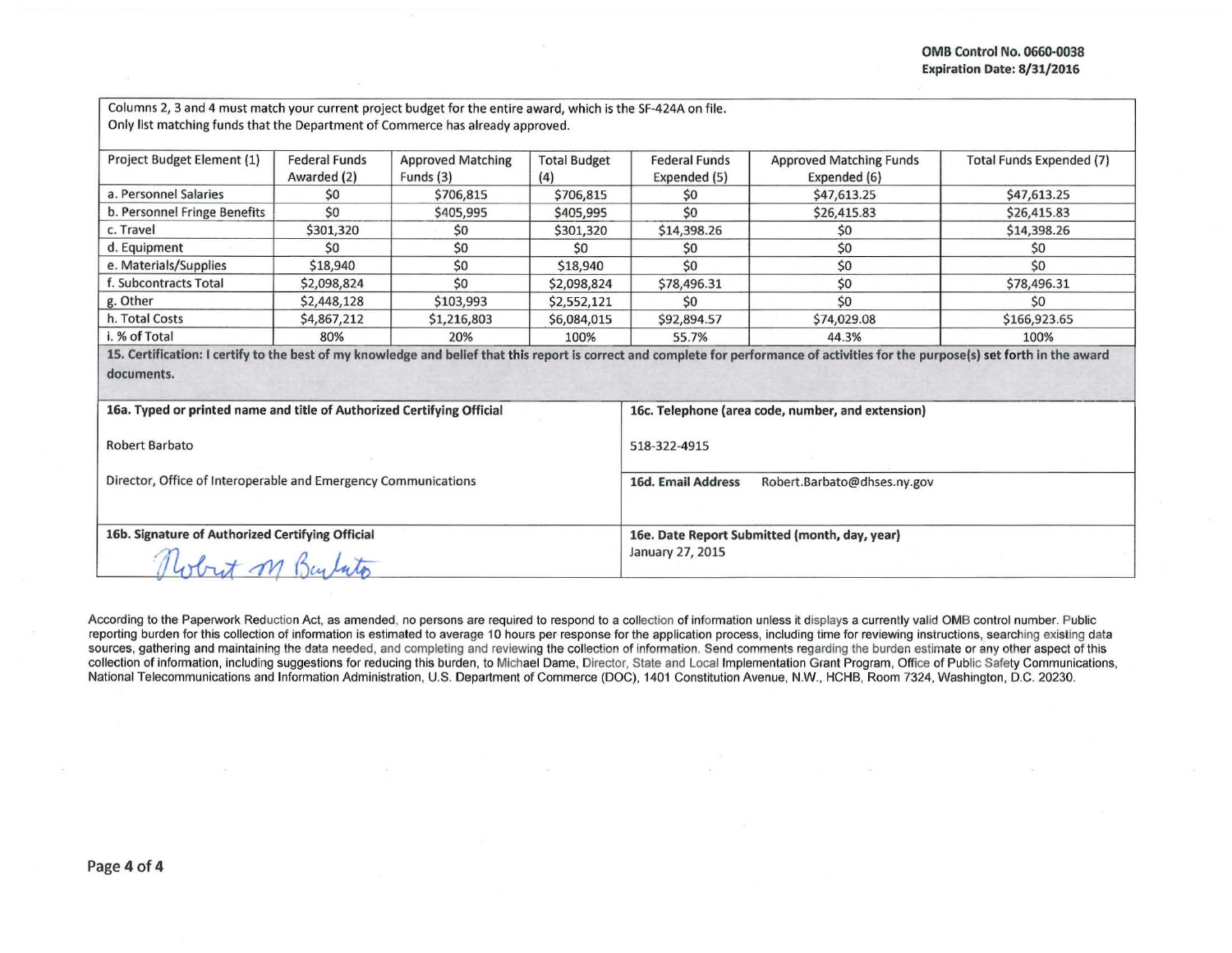OMB Control No. 0660-0038
Expiration Date: 8/31/2016

Columns 2, 3 and 4 must match your current project budget for the entire award, which is the SF-424A on file.
Only list matching funds that the Department of Commerce has already approved.

| Project Budget Element (1) | Federal Funds Awarded (2) | Approved Matching Funds (3) | Total Budget (4) | Federal Funds Expended (5) | Approved Matching Funds Expended (6) | Total Funds Expended (7) |
|---|---|---|---|---|---|---|
| a. Personnel Salaries | $0 | $706,815 | $706,815 | $0 | $47,613.25 | $47,613.25 |
| b. Personnel Fringe Benefits | $0 | $405,995 | $405,995 | $0 | $26,415.83 | $26,415.83 |
| c. Travel | $301,320 | $0 | $301,320 | $14,398.26 | $0 | $14,398.26 |
| d. Equipment | $0 | $0 | $0 | $0 | $0 | $0 |
| e. Materials/Supplies | $18,940 | $0 | $18,940 | $0 | $0 | $0 |
| f. Subcontracts Total | $2,098,824 | $0 | $2,098,824 | $78,496.31 | $0 | $78,496.31 |
| g. Other | $2,448,128 | $103,993 | $2,552,121 | $0 | $0 | $0 |
| h. Total Costs | $4,867,212 | $1,216,803 | $6,084,015 | $92,894.57 | $74,029.08 | $166,923.65 |
| i. % of Total | 80% | 20% | 100% | 55.7% | 44.3% | 100% |

**15. Certification: I certify to the best of my knowledge and belief that this report is correct and complete for performance of activities for the purpose(s) set forth in the award documents.**

| | |
|---|---|
| **16a. Typed or printed name and title of Authorized Certifying Official**<br><br>Robert Barbato<br><br>Director, Office of Interoperable and Emergency Communications | **16c. Telephone (area code, number, and extension)**<br><br>518-322-4915<br><br>**16d. Email Address** Robert.Barbato@dhses.ny.gov |
| **16b. Signature of Authorized Certifying Official**<br><br>Robert M Barbato | **16e. Date Report Submitted (month, day, year)**<br><br>January 27, 2015 |

According to the Paperwork Reduction Act, as amended, no persons are required to respond to a collection of information unless it displays a currently valid OMB control number. Public reporting burden for this collection of information is estimated to average 10 hours per response for the application process, including time for reviewing instructions, searching existing data sources, gathering and maintaining the data needed, and completing and reviewing the collection of information. Send comments regarding the burden estimate or any other aspect of this collection of information, including suggestions for reducing this burden, to Michael Dame, Director, State and Local Implementation Grant Program, Office of Public Safety Communications, National Telecommunications and Information Administration, U.S. Department of Commerce (DOC), 1401 Constitution Avenue, N.W., HCHB, Room 7324, Washington, D.C. 20230.